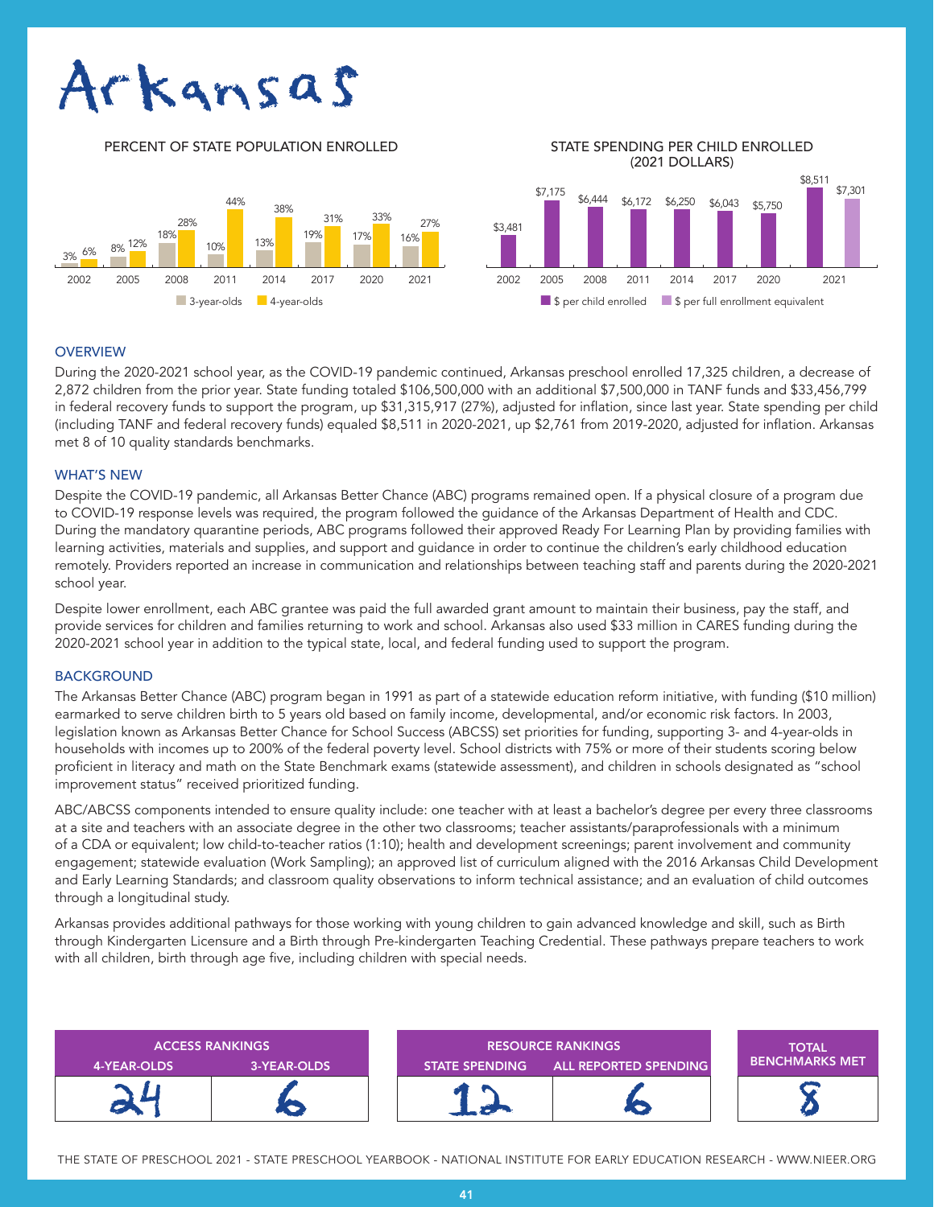# Arkansas

## PERCENT OF STATE POPULATION ENROLLED

| Year | 3-year-olds | 4-year-olds |
|---|---|---|
| 2002 | 3% | 6% |
| 2005 | 8% | 12% |
| 2008 | 18% | 28% |
| 2011 | 10% | 44% |
| 2014 | 13% | 38% |
| 2017 | 19% | 31% |
| 2020 | 17% | 33% |
| 2021 | 16% | 27% |

## STATE SPENDING PER CHILD ENROLLED (2021 DOLLARS)

| Year | $ per child enrolled | $ per full enrollment equivalent |
|---|---|---|
| 2002 | $3,481 | |
| 2005 | $7,175 | |
| 2008 | $6,444 | |
| 2011 | $6,172 | |
| 2014 | $6,250 | |
| 2017 | $6,043 | |
| 2020 | $5,750 | |
| 2021 | $8,511 | $7,301 |

## OVERVIEW

During the 2020-2021 school year, as the COVID-19 pandemic continued, Arkansas preschool enrolled 17,325 children, a decrease of 2,872 children from the prior year. State funding totaled $106,500,000 with an additional $7,500,000 in TANF funds and $33,456,799 in federal recovery funds to support the program, up $31,315,917 (27%), adjusted for inflation, since last year. State spending per child (including TANF and federal recovery funds) equaled $8,511 in 2020-2021, up $2,761 from 2019-2020, adjusted for inflation. Arkansas met 8 of 10 quality standards benchmarks.

## WHAT'S NEW

Despite the COVID-19 pandemic, all Arkansas Better Chance (ABC) programs remained open. If a physical closure of a program due to COVID-19 response levels was required, the program followed the guidance of the Arkansas Department of Health and CDC. During the mandatory quarantine periods, ABC programs followed their approved Ready For Learning Plan by providing families with learning activities, materials and supplies, and support and guidance in order to continue the children's early childhood education remotely. Providers reported an increase in communication and relationships between teaching staff and parents during the 2020-2021 school year.

Despite lower enrollment, each ABC grantee was paid the full awarded grant amount to maintain their business, pay the staff, and provide services for children and families returning to work and school. Arkansas also used $33 million in CARES funding during the 2020-2021 school year in addition to the typical state, local, and federal funding used to support the program.

## BACKGROUND

The Arkansas Better Chance (ABC) program began in 1991 as part of a statewide education reform initiative, with funding ($10 million) earmarked to serve children birth to 5 years old based on family income, developmental, and/or economic risk factors. In 2003, legislation known as Arkansas Better Chance for School Success (ABCSS) set priorities for funding, supporting 3- and 4-year-olds in households with incomes up to 200% of the federal poverty level. School districts with 75% or more of their students scoring below proficient in literacy and math on the State Benchmark exams (statewide assessment), and children in schools designated as "school improvement status" received prioritized funding.

ABC/ABCSS components intended to ensure quality include: one teacher with at least a bachelor's degree per every three classrooms at a site and teachers with an associate degree in the other two classrooms; teacher assistants/paraprofessionals with a minimum of a CDA or equivalent; low child-to-teacher ratios (1:10); health and development screenings; parent involvement and community engagement; statewide evaluation (Work Sampling); an approved list of curriculum aligned with the 2016 Arkansas Child Development and Early Learning Standards; and classroom quality observations to inform technical assistance; and an evaluation of child outcomes through a longitudinal study.

Arkansas provides additional pathways for those working with young children to gain advanced knowledge and skill, such as Birth through Kindergarten Licensure and a Birth through Pre-kindergarten Teaching Credential. These pathways prepare teachers to work with all children, birth through age five, including children with special needs.

| ACCESS RANKINGS | | RESOURCE RANKINGS | | TOTAL BENCHMARKS MET |
|---|---|---|---|---|
| 4-YEAR-OLDS | 3-YEAR-OLDS | STATE SPENDING | ALL REPORTED SPENDING | |
| 24 | 6 | 12 | 6 | 8 |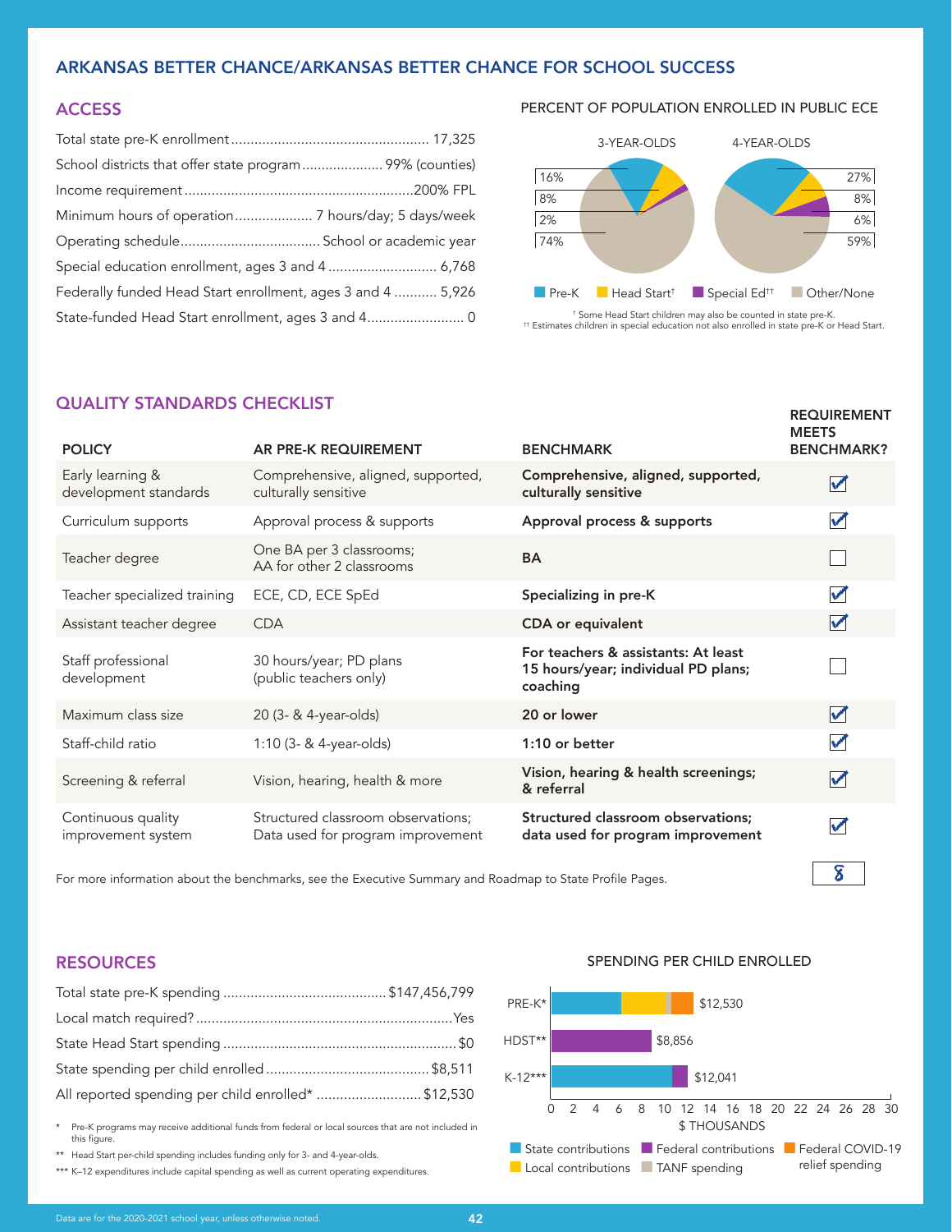## ARKANSAS BETTER CHANCE/ARKANSAS BETTER CHANCE FOR SCHOOL SUCCESS

### ACCESS

Total state pre-K enrollment .................................................. 17,325
School districts that offer state program .................... 99% (counties)
Income requirement .......................................................... 200% FPL
Minimum hours of operation .................... 7 hours/day; 5 days/week
Operating schedule .................................... School or academic year
Special education enrollment, ages 3 and 4 ............................ 6,768
Federally funded Head Start enrollment, ages 3 and 4 ........... 5,926
State-funded Head Start enrollment, ages 3 and 4 ......................... 0

PERCENT OF POPULATION ENROLLED IN PUBLIC ECE

3-YEAR-OLDS
16%
8%
2%
74%

4-YEAR-OLDS
27%
8%
6%
59%

Pre-K | Head Start† | Special Ed†† | Other/None

† Some Head Start children may also be counted in state pre-K.
†† Estimates children in special education not also enrolled in state pre-K or Head Start.

### QUALITY STANDARDS CHECKLIST

| POLICY | AR PRE-K REQUIREMENT | BENCHMARK | REQUIREMENT MEETS BENCHMARK? |
|---|---|---|---|
| Early learning & development standards | Comprehensive, aligned, supported, culturally sensitive | **Comprehensive, aligned, supported, culturally sensitive** | ☑ |
| Curriculum supports | Approval process & supports | **Approval process & supports** | ☑ |
| Teacher degree | One BA per 3 classrooms; AA for other 2 classrooms | **BA** | ☐ |
| Teacher specialized training | ECE, CD, ECE SpEd | **Specializing in pre-K** | ☑ |
| Assistant teacher degree | CDA | **CDA or equivalent** | ☑ |
| Staff professional development | 30 hours/year; PD plans (public teachers only) | **For teachers & assistants: At least 15 hours/year; individual PD plans; coaching** | ☐ |
| Maximum class size | 20 (3- & 4-year-olds) | **20 or lower** | ☑ |
| Staff-child ratio | 1:10 (3- & 4-year-olds) | **1:10 or better** | ☑ |
| Screening & referral | Vision, hearing, health & more | **Vision, hearing & health screenings; & referral** | ☑ |
| Continuous quality improvement system | Structured classroom observations; Data used for program improvement | **Structured classroom observations; data used for program improvement** | ☑ |

For more information about the benchmarks, see the Executive Summary and Roadmap to State Profile Pages. **8**

### RESOURCES

Total state pre-K spending ......................................... $147,456,799
Local match required? ................................................................. Yes
State Head Start spending ........................................................... $0
State spending per child enrolled .......................................... $8,511
All reported spending per child enrolled* ........................... $12,530

\* Pre-K programs may receive additional funds from federal or local sources that are not included in this figure.
** Head Start per-child spending includes funding only for 3- and 4-year-olds.
*** K–12 expenditures include capital spending as well as current operating expenditures.

SPENDING PER CHILD ENROLLED

PRE-K* $12,530
HDST** $8,856
K-12*** $12,041

0 2 4 6 8 10 12 14 16 18 20 22 24 26 28 30
$ THOUSANDS

State contributions | Local contributions | Federal contributions | TANF spending | Federal COVID-19 relief spending

Data are for the 2020-2021 school year, unless otherwise noted.